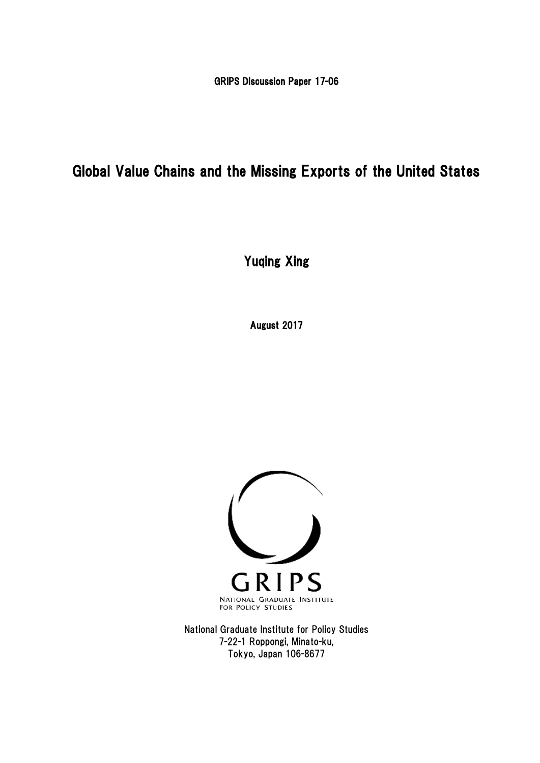GRIPS Discussion Paper 17-06

# Global Value Chains and the Missing Exports of the United States

Yuqing Xing

August 2017

GRIPS
NATIONAL GRADUATE INSTITUTE FOR POLICY STUDIES

National Graduate Institute for Policy Studies
7-22-1 Roppongi, Minato-ku,
Tokyo, Japan 106-8677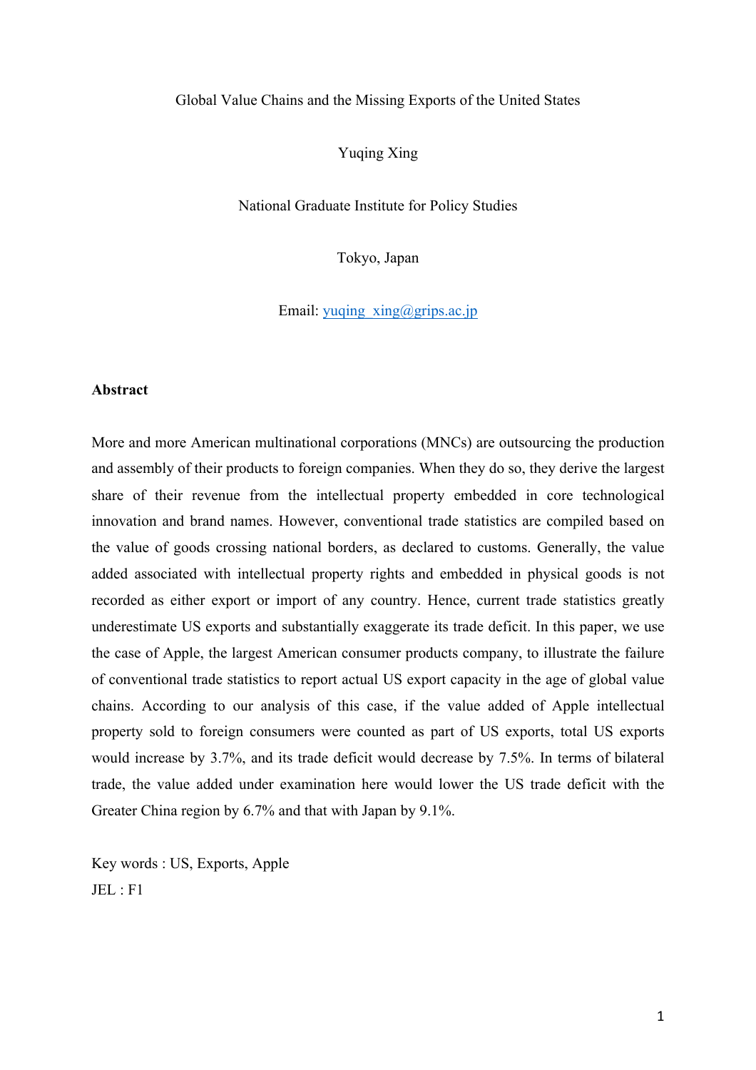Global Value Chains and the Missing Exports of the United States

Yuqing Xing

National Graduate Institute for Policy Studies

Tokyo, Japan

Email: yuqing_xing@grips.ac.jp

**Abstract**

More and more American multinational corporations (MNCs) are outsourcing the production and assembly of their products to foreign companies. When they do so, they derive the largest share of their revenue from the intellectual property embedded in core technological innovation and brand names. However, conventional trade statistics are compiled based on the value of goods crossing national borders, as declared to customs. Generally, the value added associated with intellectual property rights and embedded in physical goods is not recorded as either export or import of any country. Hence, current trade statistics greatly underestimate US exports and substantially exaggerate its trade deficit. In this paper, we use the case of Apple, the largest American consumer products company, to illustrate the failure of conventional trade statistics to report actual US export capacity in the age of global value chains. According to our analysis of this case, if the value added of Apple intellectual property sold to foreign consumers were counted as part of US exports, total US exports would increase by 3.7%, and its trade deficit would decrease by 7.5%. In terms of bilateral trade, the value added under examination here would lower the US trade deficit with the Greater China region by 6.7% and that with Japan by 9.1%.

Key words : US, Exports, Apple
JEL : F1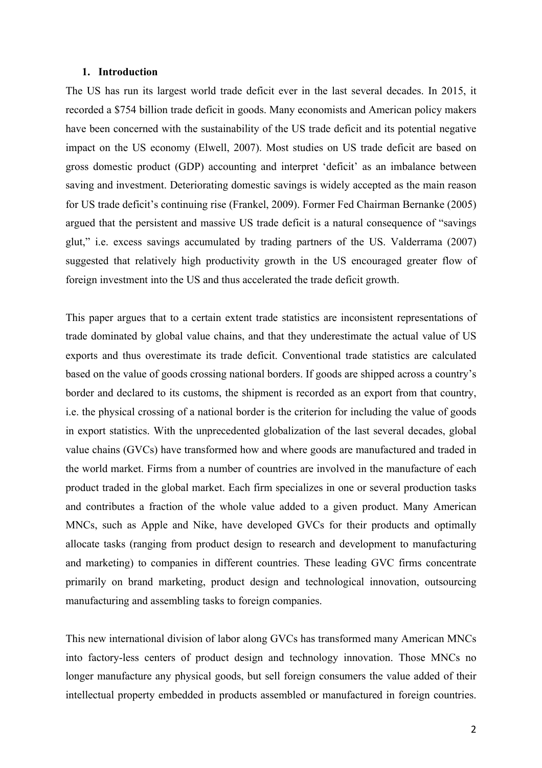## 1. Introduction

The US has run its largest world trade deficit ever in the last several decades. In 2015, it recorded a $754 billion trade deficit in goods. Many economists and American policy makers have been concerned with the sustainability of the US trade deficit and its potential negative impact on the US economy (Elwell, 2007). Most studies on US trade deficit are based on gross domestic product (GDP) accounting and interpret 'deficit' as an imbalance between saving and investment. Deteriorating domestic savings is widely accepted as the main reason for US trade deficit's continuing rise (Frankel, 2009). Former Fed Chairman Bernanke (2005) argued that the persistent and massive US trade deficit is a natural consequence of "savings glut," i.e. excess savings accumulated by trading partners of the US. Valderrama (2007) suggested that relatively high productivity growth in the US encouraged greater flow of foreign investment into the US and thus accelerated the trade deficit growth.

This paper argues that to a certain extent trade statistics are inconsistent representations of trade dominated by global value chains, and that they underestimate the actual value of US exports and thus overestimate its trade deficit. Conventional trade statistics are calculated based on the value of goods crossing national borders. If goods are shipped across a country's border and declared to its customs, the shipment is recorded as an export from that country, i.e. the physical crossing of a national border is the criterion for including the value of goods in export statistics. With the unprecedented globalization of the last several decades, global value chains (GVCs) have transformed how and where goods are manufactured and traded in the world market. Firms from a number of countries are involved in the manufacture of each product traded in the global market. Each firm specializes in one or several production tasks and contributes a fraction of the whole value added to a given product. Many American MNCs, such as Apple and Nike, have developed GVCs for their products and optimally allocate tasks (ranging from product design to research and development to manufacturing and marketing) to companies in different countries. These leading GVC firms concentrate primarily on brand marketing, product design and technological innovation, outsourcing manufacturing and assembling tasks to foreign companies.

This new international division of labor along GVCs has transformed many American MNCs into factory-less centers of product design and technology innovation. Those MNCs no longer manufacture any physical goods, but sell foreign consumers the value added of their intellectual property embedded in products assembled or manufactured in foreign countries.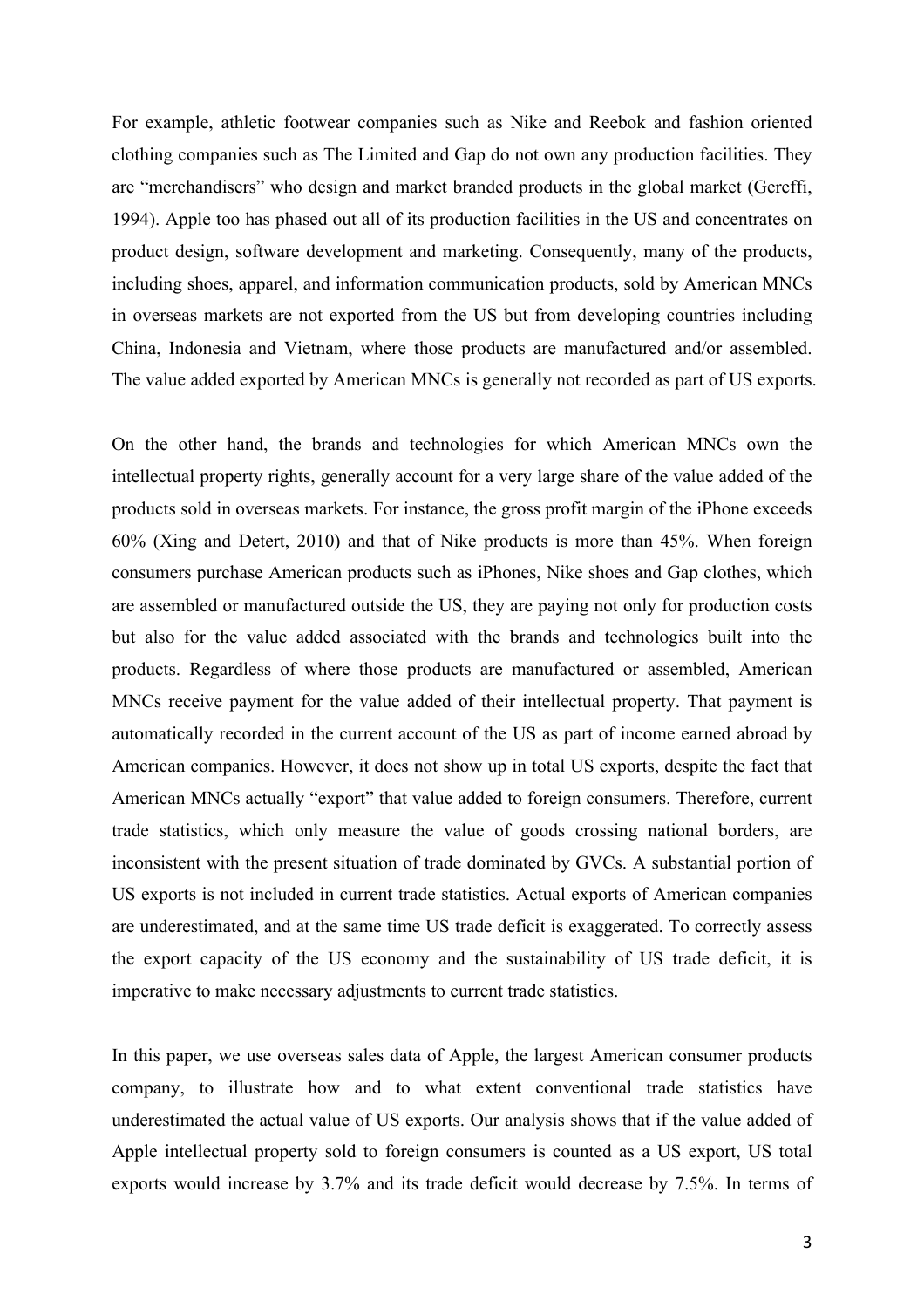For example, athletic footwear companies such as Nike and Reebok and fashion oriented clothing companies such as The Limited and Gap do not own any production facilities. They are "merchandisers" who design and market branded products in the global market (Gereffi, 1994). Apple too has phased out all of its production facilities in the US and concentrates on product design, software development and marketing. Consequently, many of the products, including shoes, apparel, and information communication products, sold by American MNCs in overseas markets are not exported from the US but from developing countries including China, Indonesia and Vietnam, where those products are manufactured and/or assembled. The value added exported by American MNCs is generally not recorded as part of US exports.

On the other hand, the brands and technologies for which American MNCs own the intellectual property rights, generally account for a very large share of the value added of the products sold in overseas markets. For instance, the gross profit margin of the iPhone exceeds 60% (Xing and Detert, 2010) and that of Nike products is more than 45%. When foreign consumers purchase American products such as iPhones, Nike shoes and Gap clothes, which are assembled or manufactured outside the US, they are paying not only for production costs but also for the value added associated with the brands and technologies built into the products. Regardless of where those products are manufactured or assembled, American MNCs receive payment for the value added of their intellectual property. That payment is automatically recorded in the current account of the US as part of income earned abroad by American companies. However, it does not show up in total US exports, despite the fact that American MNCs actually "export" that value added to foreign consumers. Therefore, current trade statistics, which only measure the value of goods crossing national borders, are inconsistent with the present situation of trade dominated by GVCs. A substantial portion of US exports is not included in current trade statistics. Actual exports of American companies are underestimated, and at the same time US trade deficit is exaggerated. To correctly assess the export capacity of the US economy and the sustainability of US trade deficit, it is imperative to make necessary adjustments to current trade statistics.

In this paper, we use overseas sales data of Apple, the largest American consumer products company, to illustrate how and to what extent conventional trade statistics have underestimated the actual value of US exports. Our analysis shows that if the value added of Apple intellectual property sold to foreign consumers is counted as a US export, US total exports would increase by 3.7% and its trade deficit would decrease by 7.5%. In terms of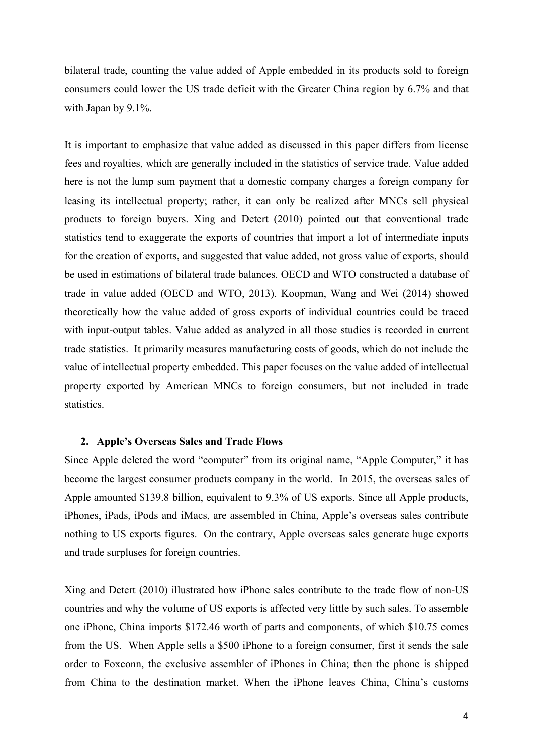bilateral trade, counting the value added of Apple embedded in its products sold to foreign consumers could lower the US trade deficit with the Greater China region by 6.7% and that with Japan by 9.1%.

It is important to emphasize that value added as discussed in this paper differs from license fees and royalties, which are generally included in the statistics of service trade. Value added here is not the lump sum payment that a domestic company charges a foreign company for leasing its intellectual property; rather, it can only be realized after MNCs sell physical products to foreign buyers. Xing and Detert (2010) pointed out that conventional trade statistics tend to exaggerate the exports of countries that import a lot of intermediate inputs for the creation of exports, and suggested that value added, not gross value of exports, should be used in estimations of bilateral trade balances. OECD and WTO constructed a database of trade in value added (OECD and WTO, 2013). Koopman, Wang and Wei (2014) showed theoretically how the value added of gross exports of individual countries could be traced with input-output tables. Value added as analyzed in all those studies is recorded in current trade statistics. It primarily measures manufacturing costs of goods, which do not include the value of intellectual property embedded. This paper focuses on the value added of intellectual property exported by American MNCs to foreign consumers, but not included in trade statistics.

## 2. Apple's Overseas Sales and Trade Flows

Since Apple deleted the word "computer" from its original name, "Apple Computer," it has become the largest consumer products company in the world. In 2015, the overseas sales of Apple amounted $139.8 billion, equivalent to 9.3% of US exports. Since all Apple products, iPhones, iPads, iPods and iMacs, are assembled in China, Apple's overseas sales contribute nothing to US exports figures. On the contrary, Apple overseas sales generate huge exports and trade surpluses for foreign countries.

Xing and Detert (2010) illustrated how iPhone sales contribute to the trade flow of non-US countries and why the volume of US exports is affected very little by such sales. To assemble one iPhone, China imports $172.46 worth of parts and components, of which $10.75 comes from the US. When Apple sells a $500 iPhone to a foreign consumer, first it sends the sale order to Foxconn, the exclusive assembler of iPhones in China; then the phone is shipped from China to the destination market. When the iPhone leaves China, China's customs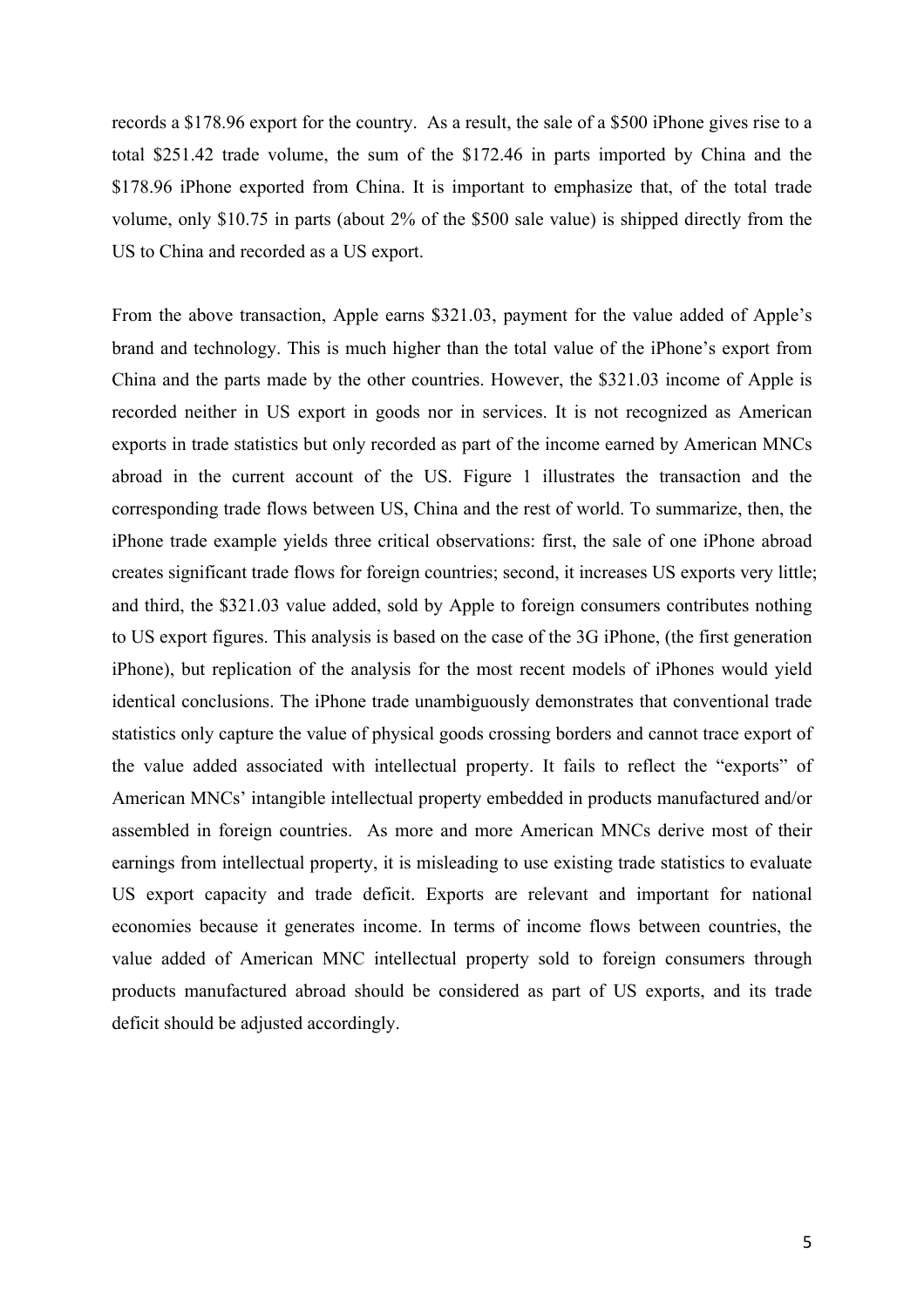records a $178.96 export for the country.  As a result, the sale of a $500 iPhone gives rise to a total $251.42 trade volume, the sum of the $172.46 in parts imported by China and the $178.96 iPhone exported from China. It is important to emphasize that, of the total trade volume, only $10.75 in parts (about 2% of the $500 sale value) is shipped directly from the US to China and recorded as a US export.

From the above transaction, Apple earns $321.03, payment for the value added of Apple's brand and technology. This is much higher than the total value of the iPhone's export from China and the parts made by the other countries. However, the $321.03 income of Apple is recorded neither in US export in goods nor in services. It is not recognized as American exports in trade statistics but only recorded as part of the income earned by American MNCs abroad in the current account of the US. Figure 1 illustrates the transaction and the corresponding trade flows between US, China and the rest of world. To summarize, then, the iPhone trade example yields three critical observations: first, the sale of one iPhone abroad creates significant trade flows for foreign countries; second, it increases US exports very little; and third, the $321.03 value added, sold by Apple to foreign consumers contributes nothing to US export figures. This analysis is based on the case of the 3G iPhone, (the first generation iPhone), but replication of the analysis for the most recent models of iPhones would yield identical conclusions. The iPhone trade unambiguously demonstrates that conventional trade statistics only capture the value of physical goods crossing borders and cannot trace export of the value added associated with intellectual property. It fails to reflect the "exports" of American MNCs' intangible intellectual property embedded in products manufactured and/or assembled in foreign countries.  As more and more American MNCs derive most of their earnings from intellectual property, it is misleading to use existing trade statistics to evaluate US export capacity and trade deficit. Exports are relevant and important for national economies because it generates income. In terms of income flows between countries, the value added of American MNC intellectual property sold to foreign consumers through products manufactured abroad should be considered as part of US exports, and its trade deficit should be adjusted accordingly.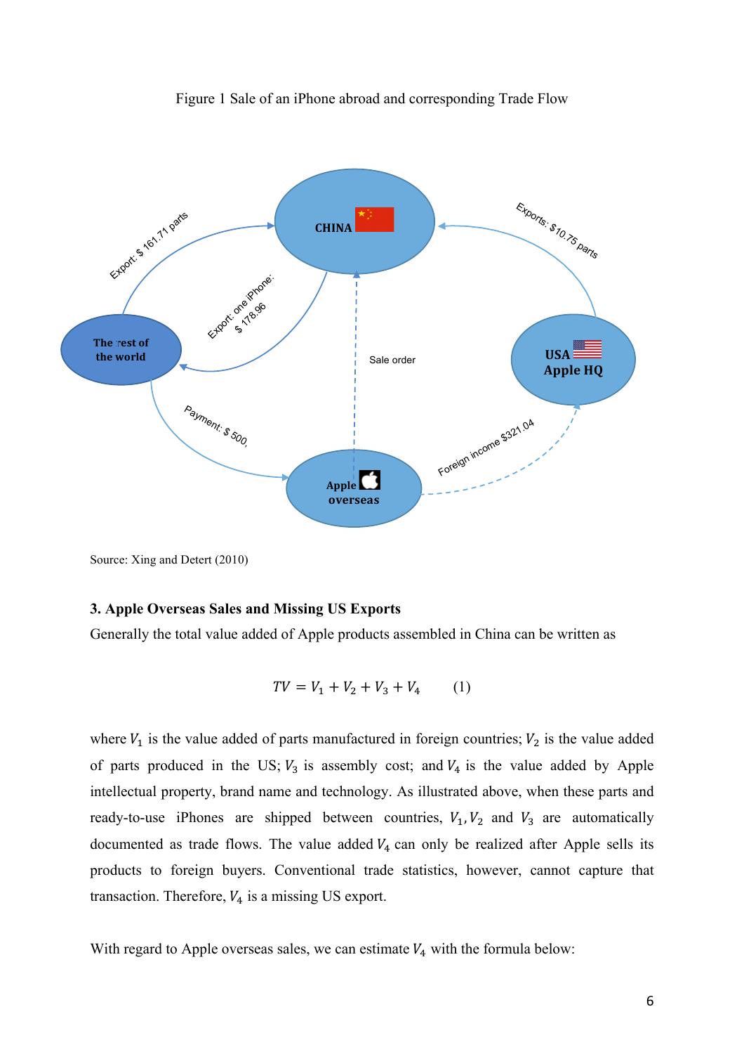Figure 1 Sale of an iPhone abroad and corresponding Trade Flow

Source: Xing and Detert (2010)

### 3. Apple Overseas Sales and Missing US Exports

Generally the total value added of Apple products assembled in China can be written as

$$TV = V_1 + V_2 + V_3 + V_4 \qquad (1)$$

where $V_1$ is the value added of parts manufactured in foreign countries; $V_2$ is the value added of parts produced in the US; $V_3$ is assembly cost; and $V_4$ is the value added by Apple intellectual property, brand name and technology. As illustrated above, when these parts and ready-to-use iPhones are shipped between countries, $V_1, V_2$ and $V_3$ are automatically documented as trade flows. The value added $V_4$ can only be realized after Apple sells its products to foreign buyers. Conventional trade statistics, however, cannot capture that transaction. Therefore, $V_4$ is a missing US export.

With regard to Apple overseas sales, we can estimate $V_4$ with the formula below: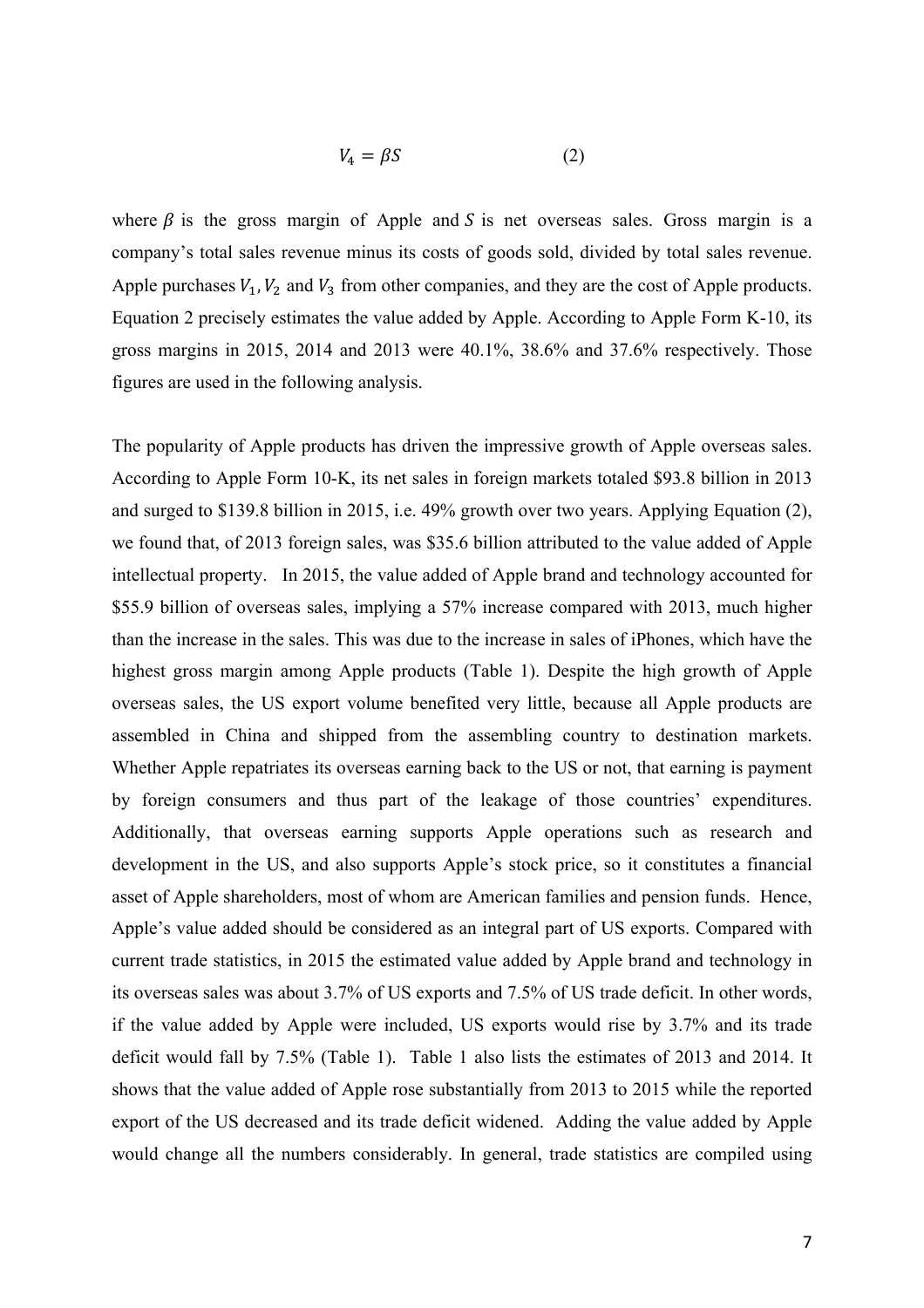$$V_4 = \beta S \qquad (2)$$

where $\beta$ is the gross margin of Apple and $S$ is net overseas sales. Gross margin is a company's total sales revenue minus its costs of goods sold, divided by total sales revenue. Apple purchases $V_1, V_2$ and $V_3$ from other companies, and they are the cost of Apple products. Equation 2 precisely estimates the value added by Apple. According to Apple Form K-10, its gross margins in 2015, 2014 and 2013 were 40.1%, 38.6% and 37.6% respectively. Those figures are used in the following analysis.

The popularity of Apple products has driven the impressive growth of Apple overseas sales. According to Apple Form 10-K, its net sales in foreign markets totaled $93.8 billion in 2013 and surged to $139.8 billion in 2015, i.e. 49% growth over two years. Applying Equation (2), we found that, of 2013 foreign sales, was $35.6 billion attributed to the value added of Apple intellectual property. In 2015, the value added of Apple brand and technology accounted for $55.9 billion of overseas sales, implying a 57% increase compared with 2013, much higher than the increase in the sales. This was due to the increase in sales of iPhones, which have the highest gross margin among Apple products (Table 1). Despite the high growth of Apple overseas sales, the US export volume benefited very little, because all Apple products are assembled in China and shipped from the assembling country to destination markets. Whether Apple repatriates its overseas earning back to the US or not, that earning is payment by foreign consumers and thus part of the leakage of those countries' expenditures. Additionally, that overseas earning supports Apple operations such as research and development in the US, and also supports Apple's stock price, so it constitutes a financial asset of Apple shareholders, most of whom are American families and pension funds. Hence, Apple's value added should be considered as an integral part of US exports. Compared with current trade statistics, in 2015 the estimated value added by Apple brand and technology in its overseas sales was about 3.7% of US exports and 7.5% of US trade deficit. In other words, if the value added by Apple were included, US exports would rise by 3.7% and its trade deficit would fall by 7.5% (Table 1). Table 1 also lists the estimates of 2013 and 2014. It shows that the value added of Apple rose substantially from 2013 to 2015 while the reported export of the US decreased and its trade deficit widened. Adding the value added by Apple would change all the numbers considerably. In general, trade statistics are compiled using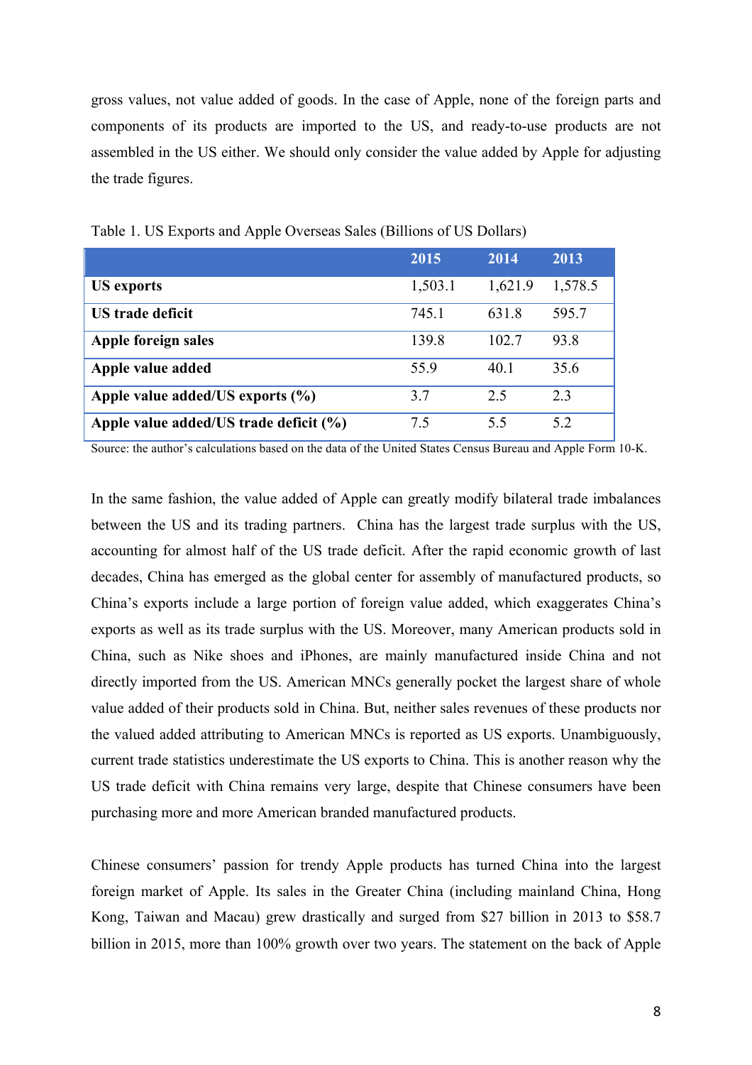gross values, not value added of goods. In the case of Apple, none of the foreign parts and components of its products are imported to the US, and ready-to-use products are not assembled in the US either. We should only consider the value added by Apple for adjusting the trade figures.

Table 1. US Exports and Apple Overseas Sales (Billions of US Dollars)

| | 2015 | 2014 | 2013 |
|---|---|---|---|
| **US exports** | 1,503.1 | 1,621.9 | 1,578.5 |
| **US trade deficit** | 745.1 | 631.8 | 595.7 |
| **Apple foreign sales** | 139.8 | 102.7 | 93.8 |
| **Apple value added** | 55.9 | 40.1 | 35.6 |
| **Apple value added/US exports (%)** | 3.7 | 2.5 | 2.3 |
| **Apple value added/US trade deficit (%)** | 7.5 | 5.5 | 5.2 |

Source: the author's calculations based on the data of the United States Census Bureau and Apple Form 10-K.

In the same fashion, the value added of Apple can greatly modify bilateral trade imbalances between the US and its trading partners. China has the largest trade surplus with the US, accounting for almost half of the US trade deficit. After the rapid economic growth of last decades, China has emerged as the global center for assembly of manufactured products, so China's exports include a large portion of foreign value added, which exaggerates China's exports as well as its trade surplus with the US. Moreover, many American products sold in China, such as Nike shoes and iPhones, are mainly manufactured inside China and not directly imported from the US. American MNCs generally pocket the largest share of whole value added of their products sold in China. But, neither sales revenues of these products nor the valued added attributing to American MNCs is reported as US exports. Unambiguously, current trade statistics underestimate the US exports to China. This is another reason why the US trade deficit with China remains very large, despite that Chinese consumers have been purchasing more and more American branded manufactured products.

Chinese consumers' passion for trendy Apple products has turned China into the largest foreign market of Apple. Its sales in the Greater China (including mainland China, Hong Kong, Taiwan and Macau) grew drastically and surged from $27 billion in 2013 to $58.7 billion in 2015, more than 100% growth over two years. The statement on the back of Apple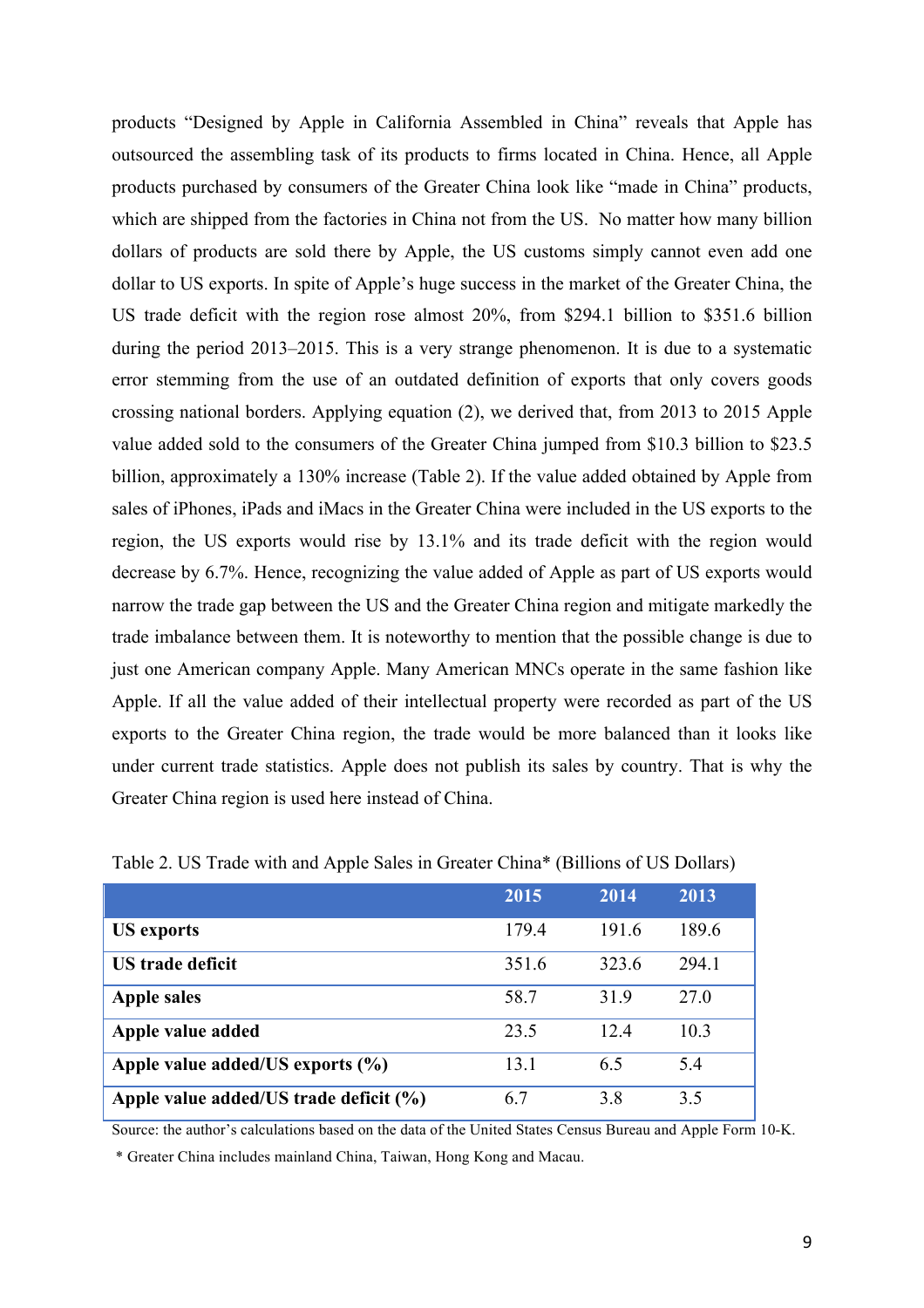products “Designed by Apple in California Assembled in China” reveals that Apple has outsourced the assembling task of its products to firms located in China. Hence, all Apple products purchased by consumers of the Greater China look like “made in China” products, which are shipped from the factories in China not from the US. No matter how many billion dollars of products are sold there by Apple, the US customs simply cannot even add one dollar to US exports. In spite of Apple’s huge success in the market of the Greater China, the US trade deficit with the region rose almost 20%, from $294.1 billion to $351.6 billion during the period 2013–2015. This is a very strange phenomenon. It is due to a systematic error stemming from the use of an outdated definition of exports that only covers goods crossing national borders. Applying equation (2), we derived that, from 2013 to 2015 Apple value added sold to the consumers of the Greater China jumped from $10.3 billion to $23.5 billion, approximately a 130% increase (Table 2). If the value added obtained by Apple from sales of iPhones, iPads and iMacs in the Greater China were included in the US exports to the region, the US exports would rise by 13.1% and its trade deficit with the region would decrease by 6.7%. Hence, recognizing the value added of Apple as part of US exports would narrow the trade gap between the US and the Greater China region and mitigate markedly the trade imbalance between them. It is noteworthy to mention that the possible change is due to just one American company Apple. Many American MNCs operate in the same fashion like Apple. If all the value added of their intellectual property were recorded as part of the US exports to the Greater China region, the trade would be more balanced than it looks like under current trade statistics. Apple does not publish its sales by country. That is why the Greater China region is used here instead of China.

Table 2. US Trade with and Apple Sales in Greater China* (Billions of US Dollars)

| | 2015 | 2014 | 2013 |
|---|---|---|---|
| **US exports** | 179.4 | 191.6 | 189.6 |
| **US trade deficit** | 351.6 | 323.6 | 294.1 |
| **Apple sales** | 58.7 | 31.9 | 27.0 |
| **Apple value added** | 23.5 | 12.4 | 10.3 |
| **Apple value added/US exports (%)** | 13.1 | 6.5 | 5.4 |
| **Apple value added/US trade deficit (%)** | 6.7 | 3.8 | 3.5 |

Source: the author’s calculations based on the data of the United States Census Bureau and Apple Form 10-K.

\* Greater China includes mainland China, Taiwan, Hong Kong and Macau.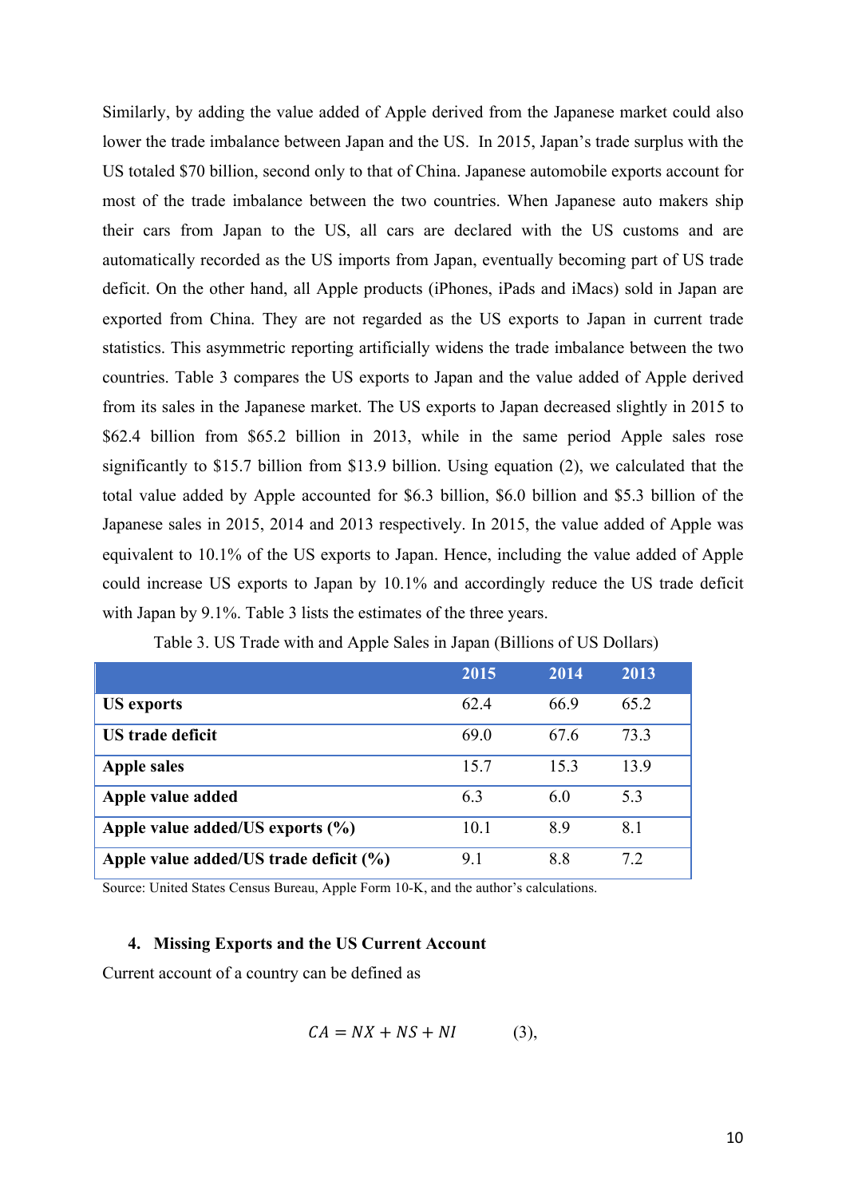Similarly, by adding the value added of Apple derived from the Japanese market could also lower the trade imbalance between Japan and the US. In 2015, Japan's trade surplus with the US totaled $70 billion, second only to that of China. Japanese automobile exports account for most of the trade imbalance between the two countries. When Japanese auto makers ship their cars from Japan to the US, all cars are declared with the US customs and are automatically recorded as the US imports from Japan, eventually becoming part of US trade deficit. On the other hand, all Apple products (iPhones, iPads and iMacs) sold in Japan are exported from China. They are not regarded as the US exports to Japan in current trade statistics. This asymmetric reporting artificially widens the trade imbalance between the two countries. Table 3 compares the US exports to Japan and the value added of Apple derived from its sales in the Japanese market. The US exports to Japan decreased slightly in 2015 to $62.4 billion from $65.2 billion in 2013, while in the same period Apple sales rose significantly to $15.7 billion from $13.9 billion. Using equation (2), we calculated that the total value added by Apple accounted for $6.3 billion, $6.0 billion and $5.3 billion of the Japanese sales in 2015, 2014 and 2013 respectively. In 2015, the value added of Apple was equivalent to 10.1% of the US exports to Japan. Hence, including the value added of Apple could increase US exports to Japan by 10.1% and accordingly reduce the US trade deficit with Japan by 9.1%. Table 3 lists the estimates of the three years.

Table 3. US Trade with and Apple Sales in Japan (Billions of US Dollars)

| | 2015 | 2014 | 2013 |
|---|---|---|---|
| **US exports** | 62.4 | 66.9 | 65.2 |
| **US trade deficit** | 69.0 | 67.6 | 73.3 |
| **Apple sales** | 15.7 | 15.3 | 13.9 |
| **Apple value added** | 6.3 | 6.0 | 5.3 |
| **Apple value added/US exports (%)** | 10.1 | 8.9 | 8.1 |
| **Apple value added/US trade deficit (%)** | 9.1 | 8.8 | 7.2 |

Source: United States Census Bureau, Apple Form 10-K, and the author's calculations.

## 4. Missing Exports and the US Current Account

Current account of a country can be defined as

$$CA = NX + NS + NI \qquad (3),$$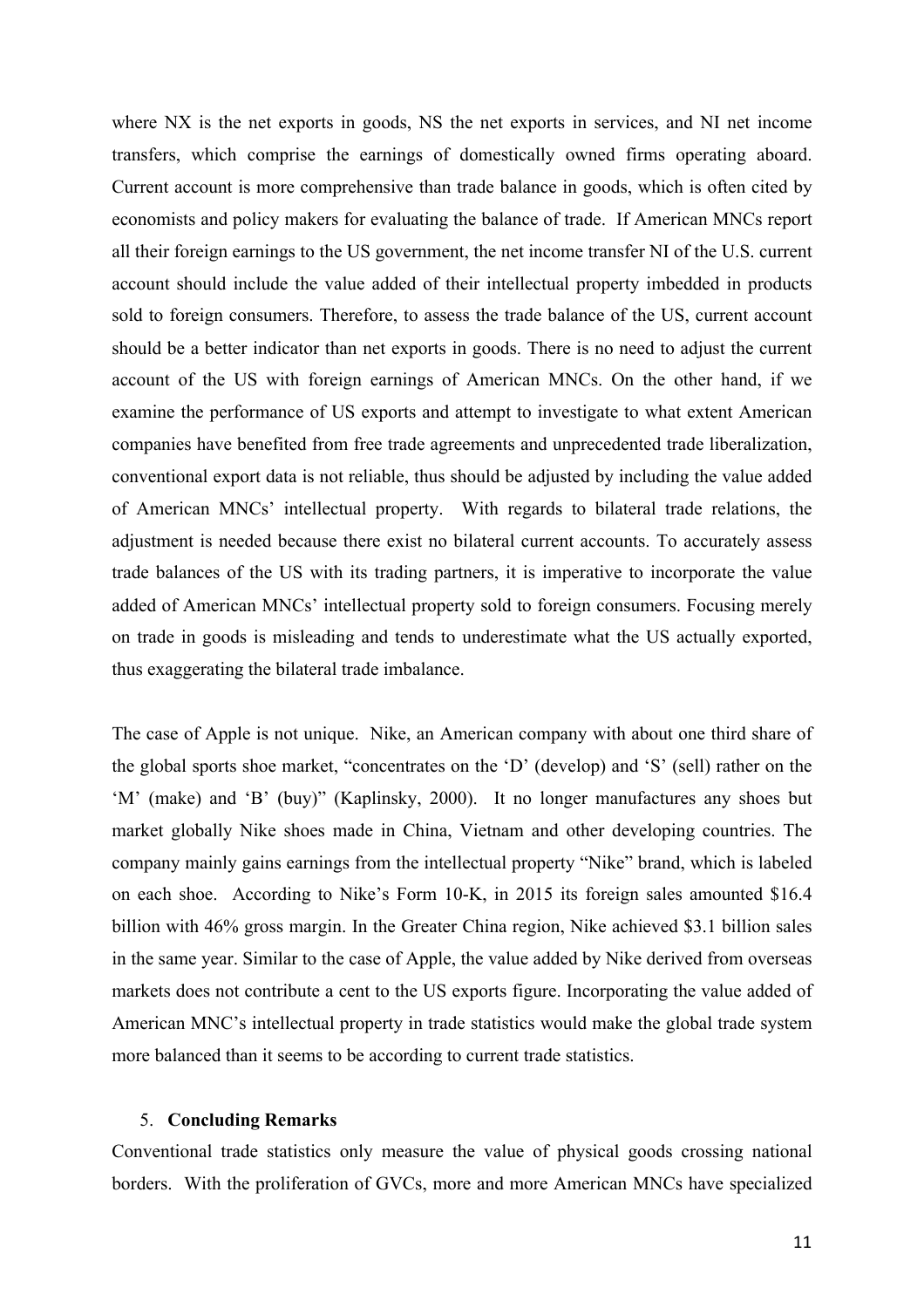where NX is the net exports in goods, NS the net exports in services, and NI net income transfers, which comprise the earnings of domestically owned firms operating aboard. Current account is more comprehensive than trade balance in goods, which is often cited by economists and policy makers for evaluating the balance of trade. If American MNCs report all their foreign earnings to the US government, the net income transfer NI of the U.S. current account should include the value added of their intellectual property imbedded in products sold to foreign consumers. Therefore, to assess the trade balance of the US, current account should be a better indicator than net exports in goods. There is no need to adjust the current account of the US with foreign earnings of American MNCs. On the other hand, if we examine the performance of US exports and attempt to investigate to what extent American companies have benefited from free trade agreements and unprecedented trade liberalization, conventional export data is not reliable, thus should be adjusted by including the value added of American MNCs' intellectual property. With regards to bilateral trade relations, the adjustment is needed because there exist no bilateral current accounts. To accurately assess trade balances of the US with its trading partners, it is imperative to incorporate the value added of American MNCs' intellectual property sold to foreign consumers. Focusing merely on trade in goods is misleading and tends to underestimate what the US actually exported, thus exaggerating the bilateral trade imbalance.

The case of Apple is not unique. Nike, an American company with about one third share of the global sports shoe market, "concentrates on the 'D' (develop) and 'S' (sell) rather on the 'M' (make) and 'B' (buy)" (Kaplinsky, 2000). It no longer manufactures any shoes but market globally Nike shoes made in China, Vietnam and other developing countries. The company mainly gains earnings from the intellectual property "Nike" brand, which is labeled on each shoe. According to Nike's Form 10-K, in 2015 its foreign sales amounted $16.4 billion with 46% gross margin. In the Greater China region, Nike achieved $3.1 billion sales in the same year. Similar to the case of Apple, the value added by Nike derived from overseas markets does not contribute a cent to the US exports figure. Incorporating the value added of American MNC's intellectual property in trade statistics would make the global trade system more balanced than it seems to be according to current trade statistics.

## 5. Concluding Remarks

Conventional trade statistics only measure the value of physical goods crossing national borders. With the proliferation of GVCs, more and more American MNCs have specialized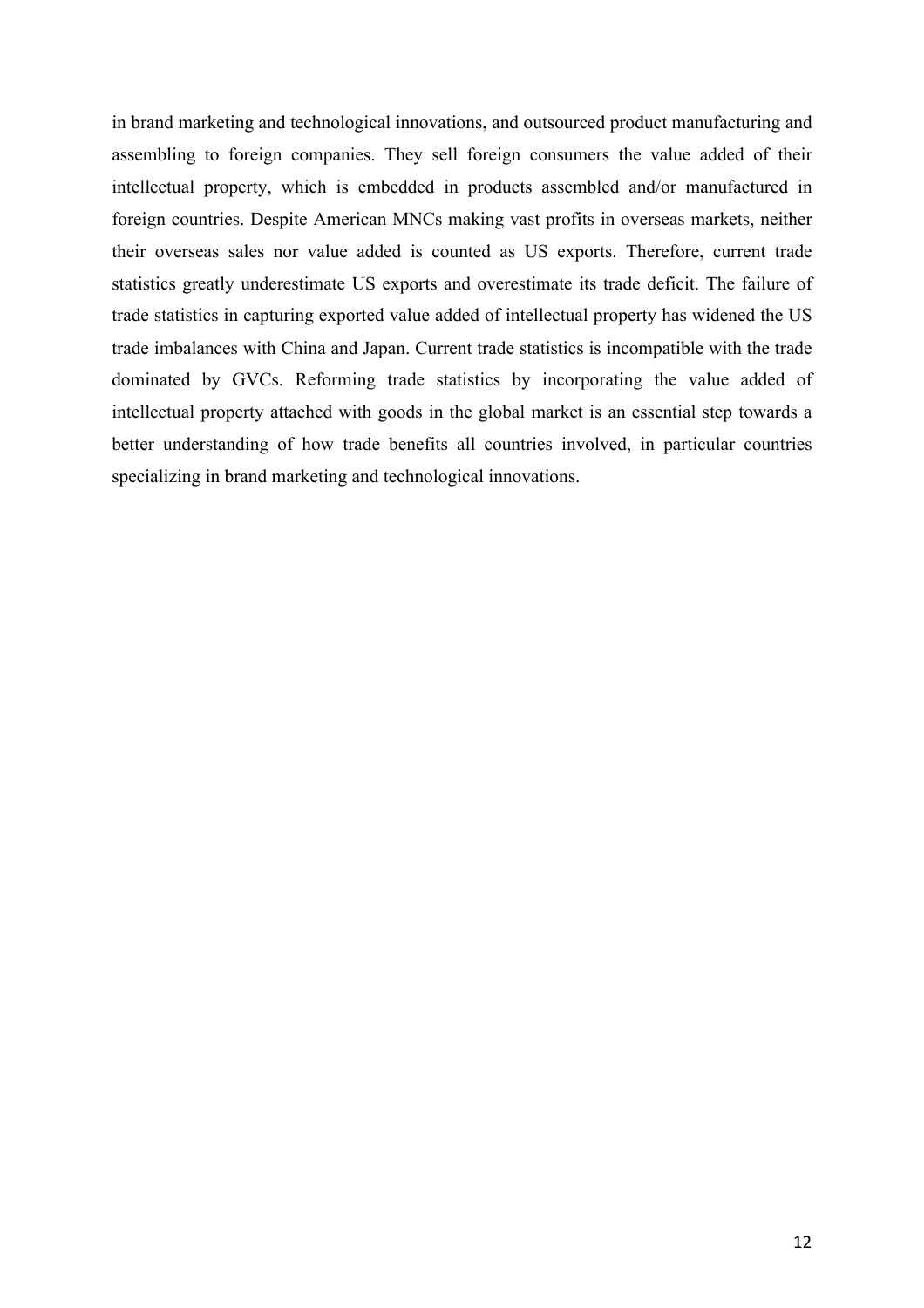in brand marketing and technological innovations, and outsourced product manufacturing and assembling to foreign companies. They sell foreign consumers the value added of their intellectual property, which is embedded in products assembled and/or manufactured in foreign countries. Despite American MNCs making vast profits in overseas markets, neither their overseas sales nor value added is counted as US exports. Therefore, current trade statistics greatly underestimate US exports and overestimate its trade deficit. The failure of trade statistics in capturing exported value added of intellectual property has widened the US trade imbalances with China and Japan. Current trade statistics is incompatible with the trade dominated by GVCs. Reforming trade statistics by incorporating the value added of intellectual property attached with goods in the global market is an essential step towards a better understanding of how trade benefits all countries involved, in particular countries specializing in brand marketing and technological innovations.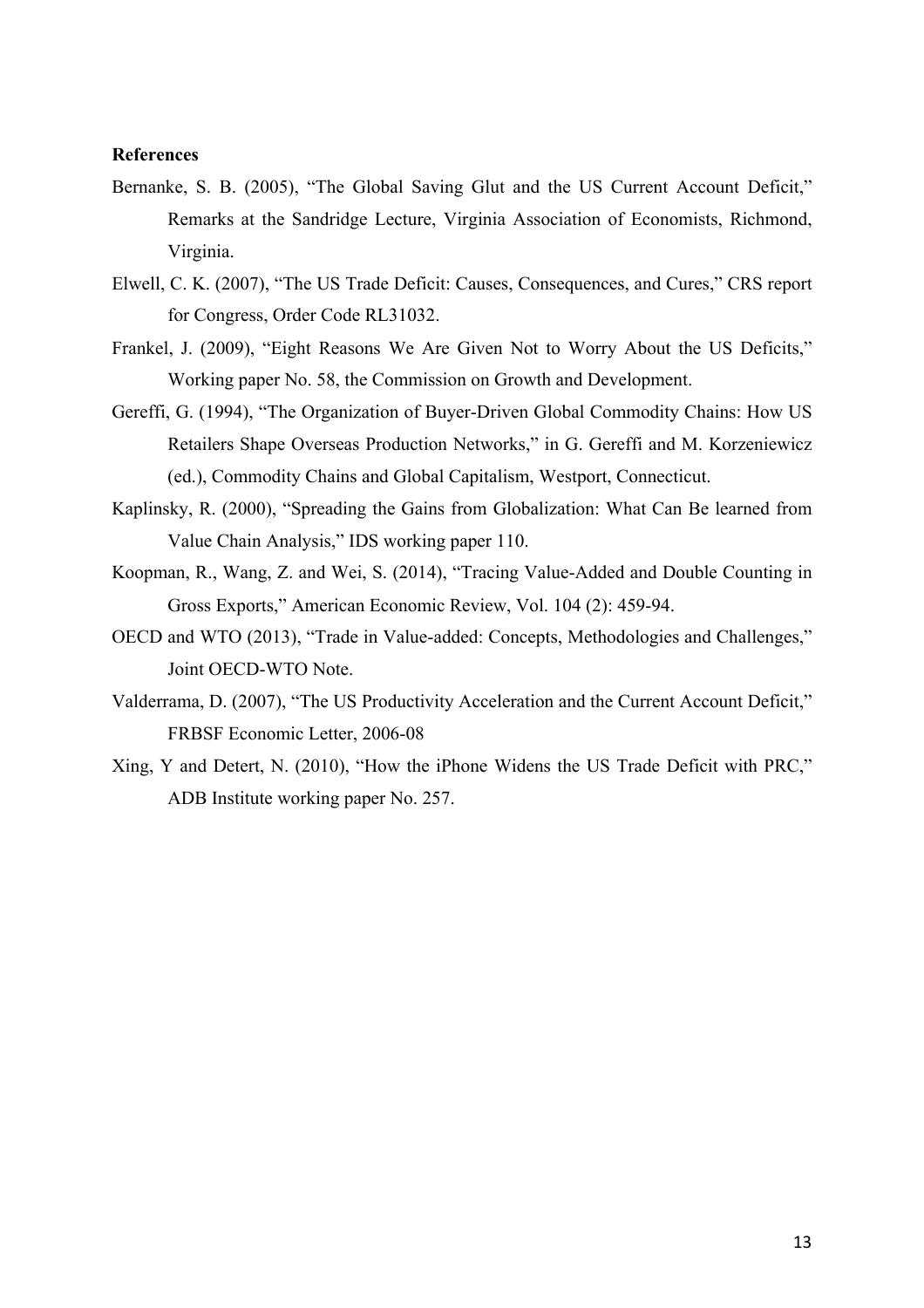**References**

Bernanke, S. B. (2005), "The Global Saving Glut and the US Current Account Deficit," Remarks at the Sandridge Lecture, Virginia Association of Economists, Richmond, Virginia.

Elwell, C. K. (2007), "The US Trade Deficit: Causes, Consequences, and Cures," CRS report for Congress, Order Code RL31032.

Frankel, J. (2009), "Eight Reasons We Are Given Not to Worry About the US Deficits," Working paper No. 58, the Commission on Growth and Development.

Gereffi, G. (1994), "The Organization of Buyer-Driven Global Commodity Chains: How US Retailers Shape Overseas Production Networks," in G. Gereffi and M. Korzeniewicz (ed.), Commodity Chains and Global Capitalism, Westport, Connecticut.

Kaplinsky, R. (2000), "Spreading the Gains from Globalization: What Can Be learned from Value Chain Analysis," IDS working paper 110.

Koopman, R., Wang, Z. and Wei, S. (2014), "Tracing Value-Added and Double Counting in Gross Exports," American Economic Review, Vol. 104 (2): 459-94.

OECD and WTO (2013), "Trade in Value-added: Concepts, Methodologies and Challenges," Joint OECD-WTO Note.

Valderrama, D. (2007), "The US Productivity Acceleration and the Current Account Deficit," FRBSF Economic Letter, 2006-08

Xing, Y and Detert, N. (2010), "How the iPhone Widens the US Trade Deficit with PRC," ADB Institute working paper No. 257.